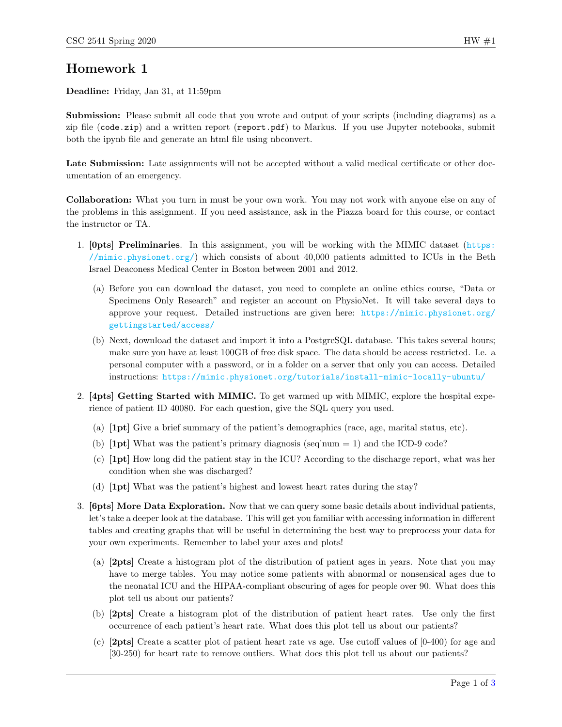# Homework 1

**Deadline:** Friday, Jan 31, at 11:59pm

**Submission:** Please submit all code that you wrote and output of your scripts (including diagrams) as a zip file (`code.zip`) and a written report (`report.pdf`) to Markus. If you use Jupyter notebooks, submit both the ipynb file and generate an html file using nbconvert.

**Late Submission:** Late assignments will not be accepted without a valid medical certificate or other documentation of an emergency.

**Collaboration:** What you turn in must be your own work. You may not work with anyone else on any of the problems in this assignment. If you need assistance, ask in the Piazza board for this course, or contact the instructor or TA.

1. **[0pts] Preliminaries**. In this assignment, you will be working with the MIMIC dataset (https://mimic.physionet.org/) which consists of about 40,000 patients admitted to ICUs in the Beth Israel Deaconess Medical Center in Boston between 2001 and 2012.

   (a) Before you can download the dataset, you need to complete an online ethics course, "Data or Specimens Only Research" and register an account on PhysioNet. It will take several days to approve your request. Detailed instructions are given here: https://mimic.physionet.org/gettingstarted/access/

   (b) Next, download the dataset and import it into a PostgreSQL database. This takes several hours; make sure you have at least 100GB of free disk space. The data should be access restricted. I.e. a personal computer with a password, or in a folder on a server that only you can access. Detailed instructions: https://mimic.physionet.org/tutorials/install-mimic-locally-ubuntu/

2. **[4pts] Getting Started with MIMIC.** To get warmed up with MIMIC, explore the hospital experience of patient ID 40080. For each question, give the SQL query you used.

   (a) **[1pt]** Give a brief summary of the patient's demographics (race, age, marital status, etc).

   (b) **[1pt]** What was the patient's primary diagnosis (seq_num = 1) and the ICD-9 code?

   (c) **[1pt]** How long did the patient stay in the ICU? According to the discharge report, what was her condition when she was discharged?

   (d) **[1pt]** What was the patient's highest and lowest heart rates during the stay?

3. **[6pts] More Data Exploration.** Now that we can query some basic details about individual patients, let's take a deeper look at the database. This will get you familiar with accessing information in different tables and creating graphs that will be useful in determining the best way to preprocess your data for your own experiments. Remember to label your axes and plots!

   (a) **[2pts]** Create a histogram plot of the distribution of patient ages in years. Note that you may have to merge tables. You may notice some patients with abnormal or nonsensical ages due to the neonatal ICU and the HIPAA-compliant obscuring of ages for people over 90. What does this plot tell us about our patients?

   (b) **[2pts]** Create a histogram plot of the distribution of patient heart rates. Use only the first occurrence of each patient's heart rate. What does this plot tell us about our patients?

   (c) **[2pts]** Create a scatter plot of patient heart rate vs age. Use cutoff values of [0-400) for age and [30-250) for heart rate to remove outliers. What does this plot tell us about our patients?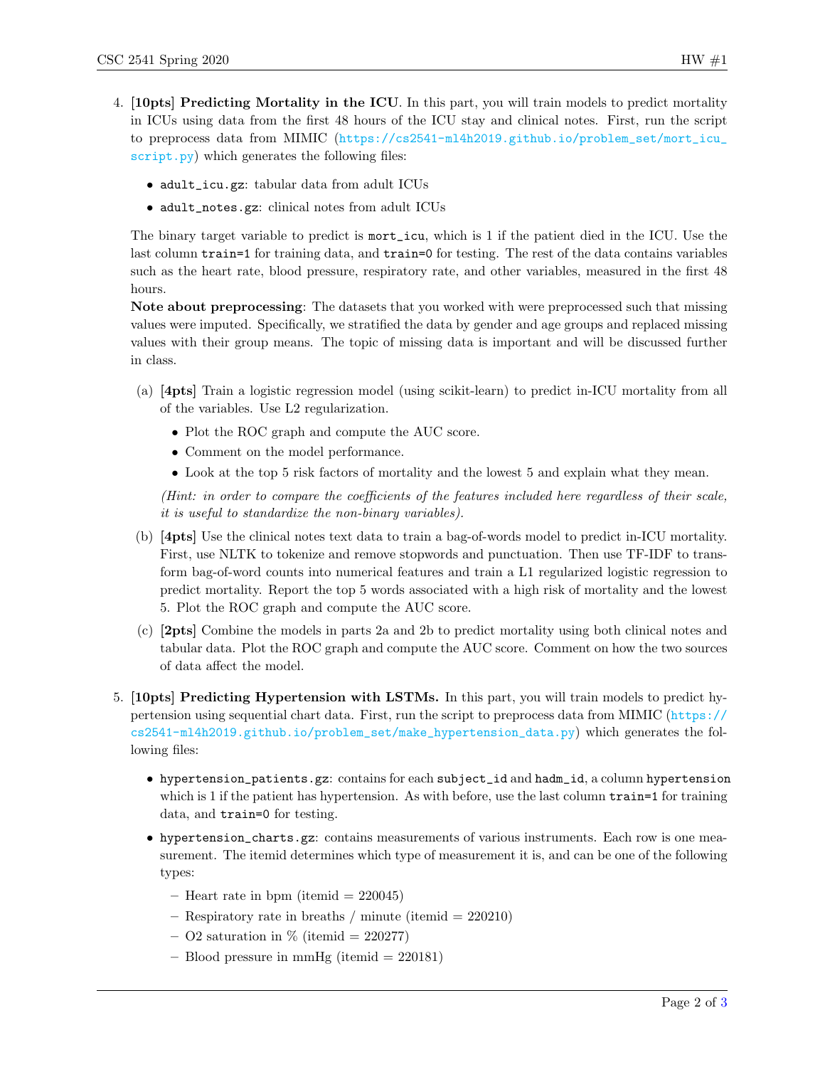4. **[10pts] Predicting Mortality in the ICU**. In this part, you will train models to predict mortality in ICUs using data from the first 48 hours of the ICU stay and clinical notes. First, run the script to preprocess data from MIMIC (https://cs2541-ml4h2019.github.io/problem_set/mort_icu_script.py) which generates the following files:

   - `adult_icu.gz`: tabular data from adult ICUs
   - `adult_notes.gz`: clinical notes from adult ICUs

   The binary target variable to predict is `mort_icu`, which is 1 if the patient died in the ICU. Use the last column `train=1` for training data, and `train=0` for testing. The rest of the data contains variables such as the heart rate, blood pressure, respiratory rate, and other variables, measured in the first 48 hours.

   **Note about preprocessing**: The datasets that you worked with were preprocessed such that missing values were imputed. Specifically, we stratified the data by gender and age groups and replaced missing values with their group means. The topic of missing data is important and will be discussed further in class.

   (a) **[4pts]** Train a logistic regression model (using scikit-learn) to predict in-ICU mortality from all of the variables. Use L2 regularization.

   - Plot the ROC graph and compute the AUC score.
   - Comment on the model performance.
   - Look at the top 5 risk factors of mortality and the lowest 5 and explain what they mean.

   *(Hint: in order to compare the coefficients of the features included here regardless of their scale, it is useful to standardize the non-binary variables).*

   (b) **[4pts]** Use the clinical notes text data to train a bag-of-words model to predict in-ICU mortality. First, use NLTK to tokenize and remove stopwords and punctuation. Then use TF-IDF to transform bag-of-word counts into numerical features and train a L1 regularized logistic regression to predict mortality. Report the top 5 words associated with a high risk of mortality and the lowest 5. Plot the ROC graph and compute the AUC score.

   (c) **[2pts]** Combine the models in parts 2a and 2b to predict mortality using both clinical notes and tabular data. Plot the ROC graph and compute the AUC score. Comment on how the two sources of data affect the model.

5. **[10pts] Predicting Hypertension with LSTMs.** In this part, you will train models to predict hypertension using sequential chart data. First, run the script to preprocess data from MIMIC (https://cs2541-ml4h2019.github.io/problem_set/make_hypertension_data.py) which generates the following files:

   - `hypertension_patients.gz`: contains for each `subject_id` and `hadm_id`, a column `hypertension` which is 1 if the patient has hypertension. As with before, use the last column `train=1` for training data, and `train=0` for testing.
   - `hypertension_charts.gz`: contains measurements of various instruments. Each row is one measurement. The itemid determines which type of measurement it is, and can be one of the following types:
     - Heart rate in bpm (itemid = 220045)
     - Respiratory rate in breaths / minute (itemid = 220210)
     - O2 saturation in % (itemid = 220277)
     - Blood pressure in mmHg (itemid = 220181)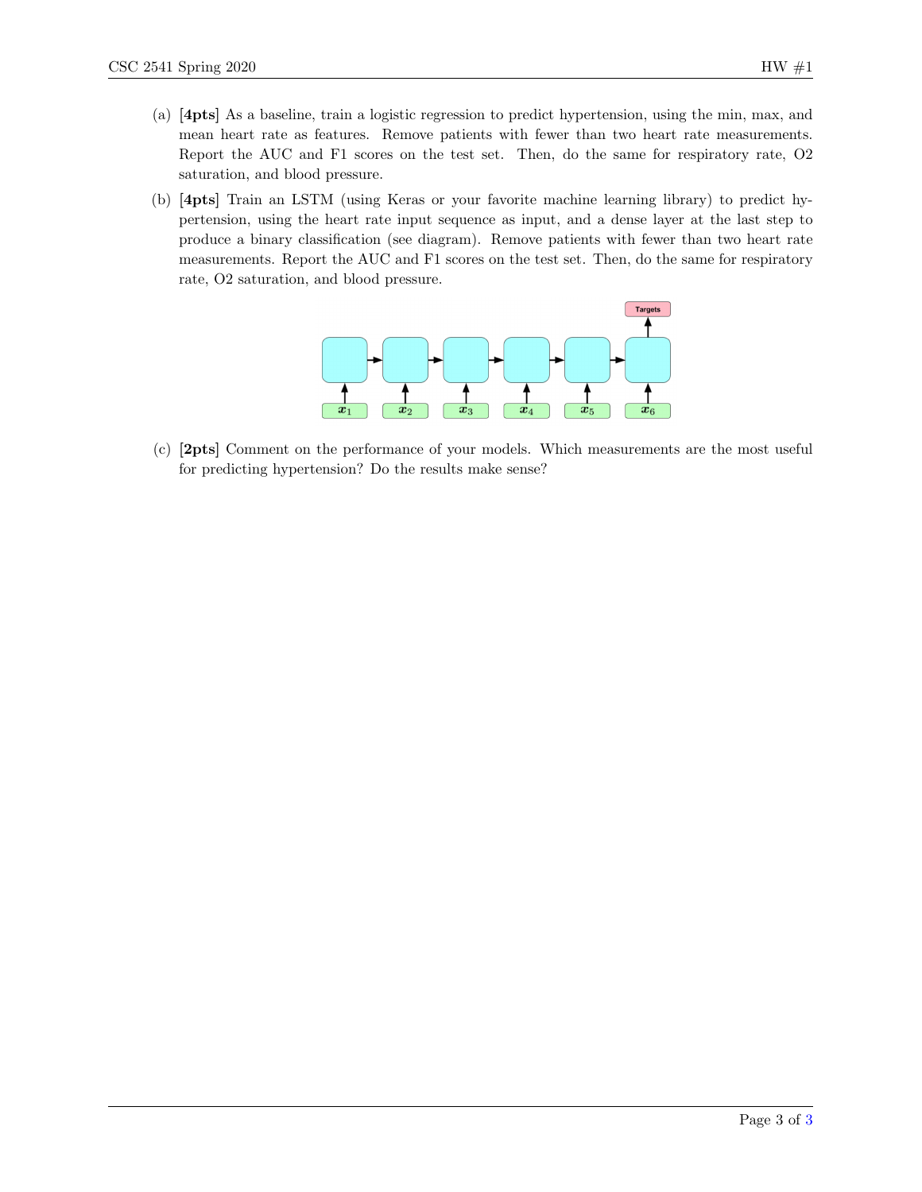(a) **[4pts]** As a baseline, train a logistic regression to predict hypertension, using the min, max, and mean heart rate as features. Remove patients with fewer than two heart rate measurements. Report the AUC and F1 scores on the test set. Then, do the same for respiratory rate, O2 saturation, and blood pressure.

(b) **[4pts]** Train an LSTM (using Keras or your favorite machine learning library) to predict hypertension, using the heart rate input sequence as input, and a dense layer at the last step to produce a binary classification (see diagram). Remove patients with fewer than two heart rate measurements. Report the AUC and F1 scores on the test set. Then, do the same for respiratory rate, O2 saturation, and blood pressure.

Targets

$x_1$ $x_2$ $x_3$ $x_4$ $x_5$ $x_6$

(c) **[2pts]** Comment on the performance of your models. Which measurements are the most useful for predicting hypertension? Do the results make sense?